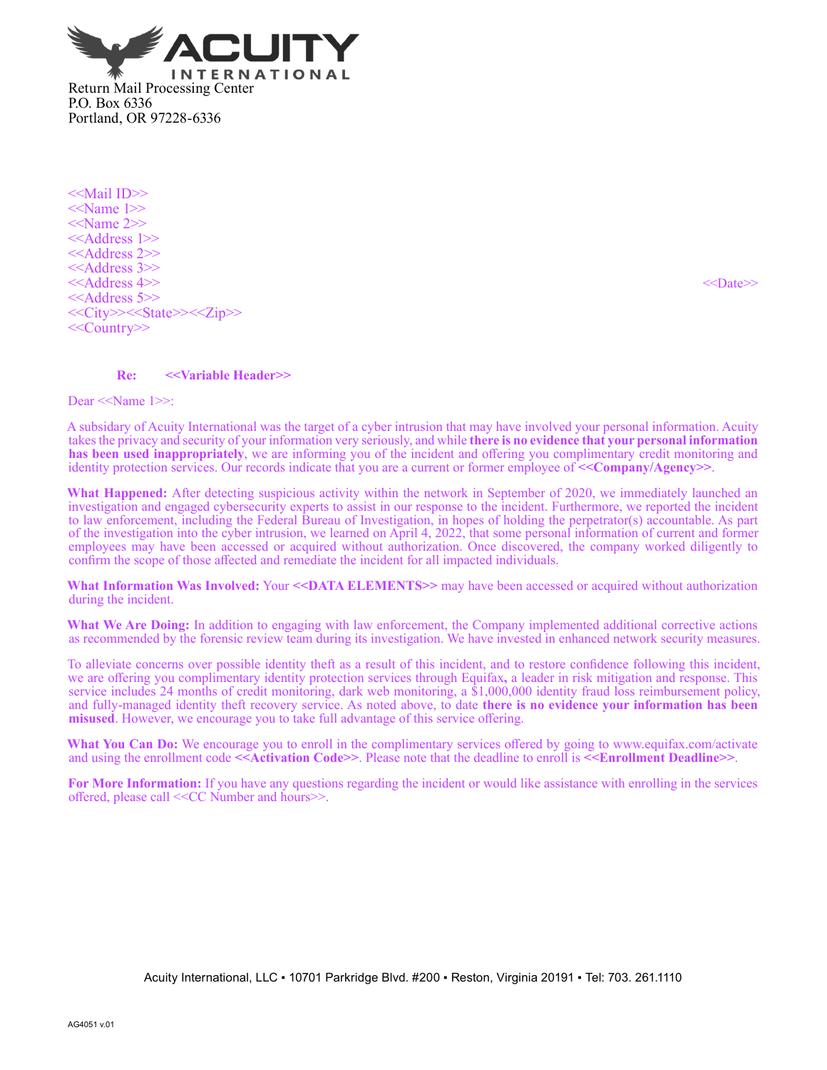**ACUITY**
INTERNATIONAL

Return Mail Processing Center
P.O. Box 6336
Portland, OR 97228-6336

<<Mail ID>>
<<Name 1>>
<<Name 2>>
<<Address 1>>
<<Address 2>>
<<Address 3>>
<<Address 4>>
<<Address 5>>
<<City>><<State>><<Zip>>
<<Country>>

<<Date>>

**Re: <<Variable Header>>**

Dear <<Name 1>>:

A subsidiary of Acuity International was the target of a cyber intrusion that may have involved your personal information. Acuity takes the privacy and security of your information very seriously, and while **there is no evidence that your personal information has been used inappropriately**, we are informing you of the incident and offering you complimentary credit monitoring and identity protection services. Our records indicate that you are a current or former employee of **<<Company/Agency>>**.

**What Happened:** After detecting suspicious activity within the network in September of 2020, we immediately launched an investigation and engaged cybersecurity experts to assist in our response to the incident. Furthermore, we reported the incident to law enforcement, including the Federal Bureau of Investigation, in hopes of holding the perpetrator(s) accountable. As part of the investigation into the cyber intrusion, we learned on April 4, 2022, that some personal information of current and former employees may have been accessed or acquired without authorization. Once discovered, the company worked diligently to confirm the scope of those affected and remediate the incident for all impacted individuals.

**What Information Was Involved:** Your **<<DATA ELEMENTS>>** may have been accessed or acquired without authorization during the incident.

**What We Are Doing:** In addition to engaging with law enforcement, the Company implemented additional corrective actions as recommended by the forensic review team during its investigation. We have invested in enhanced network security measures.

To alleviate concerns over possible identity theft as a result of this incident, and to restore confidence following this incident, we are offering you complimentary identity protection services through Equifax, a leader in risk mitigation and response. This service includes 24 months of credit monitoring, dark web monitoring, a $1,000,000 identity fraud loss reimbursement policy, and fully-managed identity theft recovery service. As noted above, to date **there is no evidence your information has been misused**. However, we encourage you to take full advantage of this service offering.

**What You Can Do:** We encourage you to enroll in the complimentary services offered by going to www.equifax.com/activate and using the enrollment code **<<Activation Code>>**. Please note that the deadline to enroll is **<<Enrollment Deadline>>**.

**For More Information:** If you have any questions regarding the incident or would like assistance with enrolling in the services offered, please call <<CC Number and hours>>.

Acuity International, LLC ▪ 10701 Parkridge Blvd. #200 ▪ Reston, Virginia 20191 ▪ Tel: 703. 261.1110

AG4051 v.01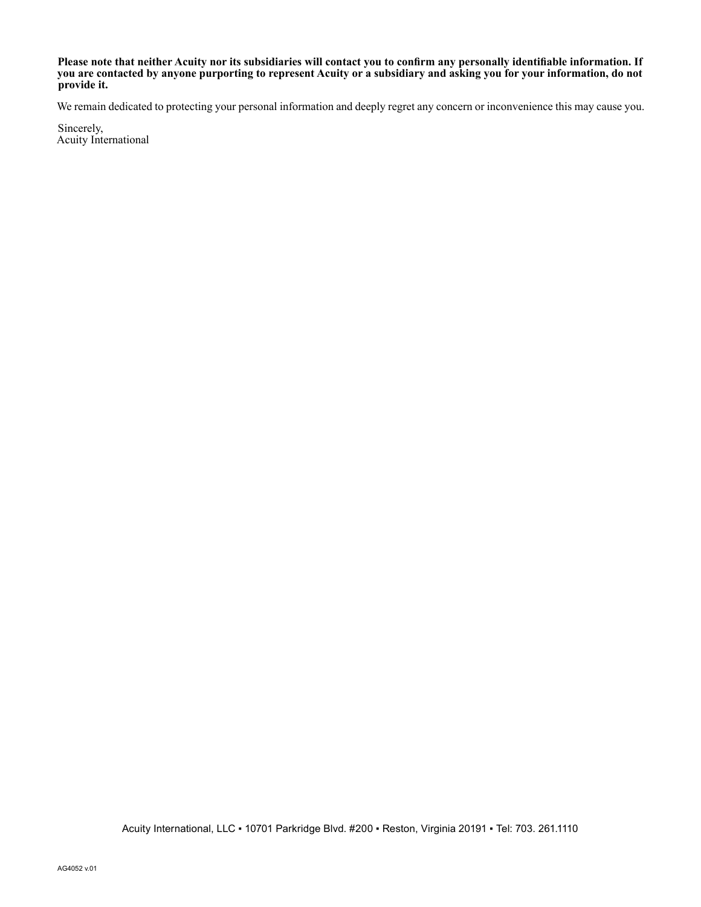**Please note that neither Acuity nor its subsidiaries will contact you to confirm any personally identifiable information. If you are contacted by anyone purporting to represent Acuity or a subsidiary and asking you for your information, do not provide it.**

We remain dedicated to protecting your personal information and deeply regret any concern or inconvenience this may cause you.

Sincerely,
Acuity International

Acuity International, LLC ▪ 10701 Parkridge Blvd. #200 ▪ Reston, Virginia 20191 ▪ Tel: 703. 261.1110

AG4052 v.01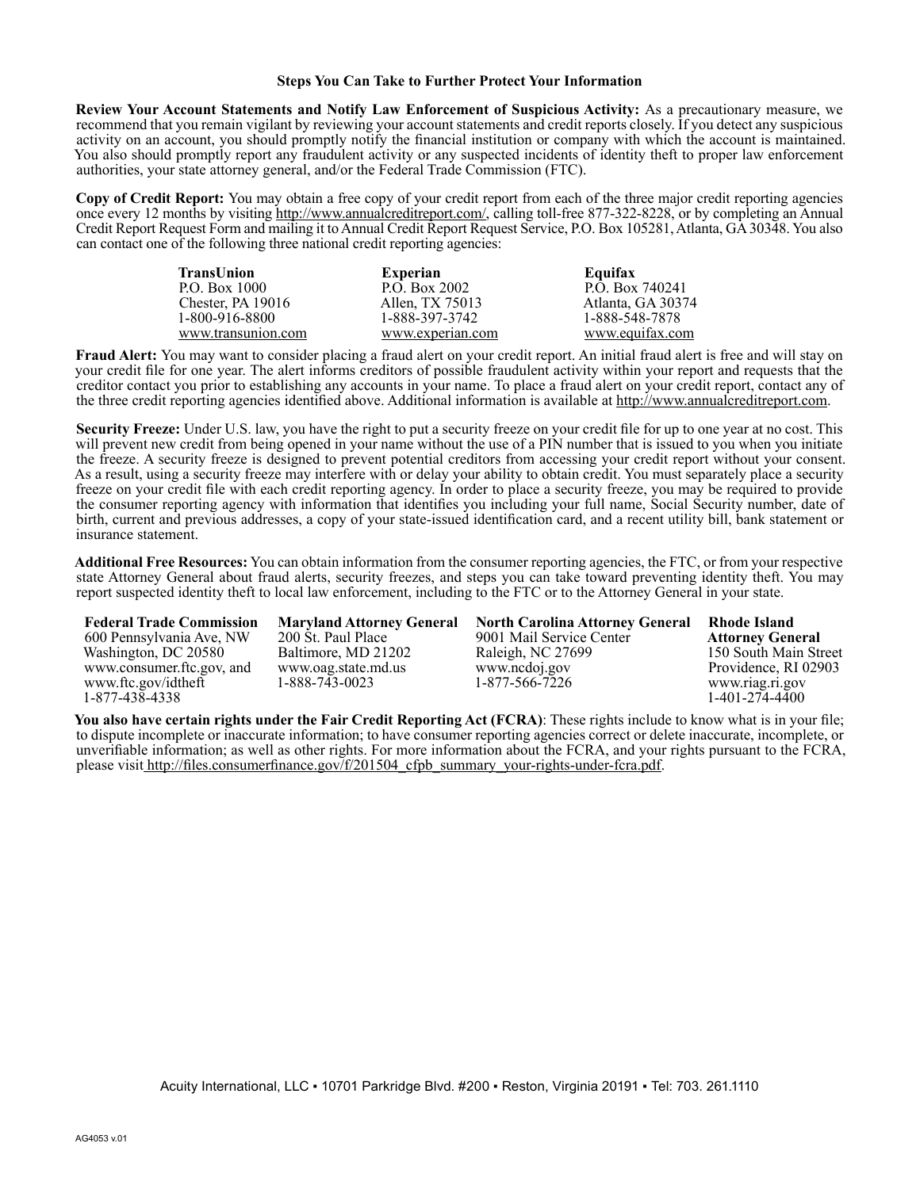## Steps You Can Take to Further Protect Your Information

**Review Your Account Statements and Notify Law Enforcement of Suspicious Activity:** As a precautionary measure, we recommend that you remain vigilant by reviewing your account statements and credit reports closely. If you detect any suspicious activity on an account, you should promptly notify the financial institution or company with which the account is maintained. You also should promptly report any fraudulent activity or any suspected incidents of identity theft to proper law enforcement authorities, your state attorney general, and/or the Federal Trade Commission (FTC).

**Copy of Credit Report:** You may obtain a free copy of your credit report from each of the three major credit reporting agencies once every 12 months by visiting http://www.annualcreditreport.com/, calling toll-free 877-322-8228, or by completing an Annual Credit Report Request Form and mailing it to Annual Credit Report Request Service, P.O. Box 105281, Atlanta, GA 30348. You also can contact one of the following three national credit reporting agencies:

| **TransUnion** | **Experian** | **Equifax** |
|---|---|---|
| P.O. Box 1000 | P.O. Box 2002 | P.O. Box 740241 |
| Chester, PA 19016 | Allen, TX 75013 | Atlanta, GA 30374 |
| 1-800-916-8800 | 1-888-397-3742 | 1-888-548-7878 |
| www.transunion.com | www.experian.com | www.equifax.com |

**Fraud Alert:** You may want to consider placing a fraud alert on your credit report. An initial fraud alert is free and will stay on your credit file for one year. The alert informs creditors of possible fraudulent activity within your report and requests that the creditor contact you prior to establishing any accounts in your name. To place a fraud alert on your credit report, contact any of the three credit reporting agencies identified above. Additional information is available at http://www.annualcreditreport.com.

**Security Freeze:** Under U.S. law, you have the right to put a security freeze on your credit file for up to one year at no cost. This will prevent new credit from being opened in your name without the use of a PIN number that is issued to you when you initiate the freeze. A security freeze is designed to prevent potential creditors from accessing your credit report without your consent. As a result, using a security freeze may interfere with or delay your ability to obtain credit. You must separately place a security freeze on your credit file with each credit reporting agency. In order to place a security freeze, you may be required to provide the consumer reporting agency with information that identifies you including your full name, Social Security number, date of birth, current and previous addresses, a copy of your state-issued identification card, and a recent utility bill, bank statement or insurance statement.

**Additional Free Resources:** You can obtain information from the consumer reporting agencies, the FTC, or from your respective state Attorney General about fraud alerts, security freezes, and steps you can take toward preventing identity theft. You may report suspected identity theft to local law enforcement, including to the FTC or to the Attorney General in your state.

| **Federal Trade Commission** | **Maryland Attorney General** | **North Carolina Attorney General** | **Rhode Island Attorney General** |
|---|---|---|---|
| 600 Pennsylvania Ave, NW | 200 St. Paul Place | 9001 Mail Service Center | 150 South Main Street |
| Washington, DC 20580 | Baltimore, MD 21202 | Raleigh, NC 27699 | Providence, RI 02903 |
| www.consumer.ftc.gov, and | www.oag.state.md.us | www.ncdoj.gov | www.riag.ri.gov |
| www.ftc.gov/idtheft | 1-888-743-0023 | 1-877-566-7226 | 1-401-274-4400 |
| 1-877-438-4338 | | | |

**You also have certain rights under the Fair Credit Reporting Act (FCRA)**: These rights include to know what is in your file; to dispute incomplete or inaccurate information; to have consumer reporting agencies correct or delete inaccurate, incomplete, or unverifiable information; as well as other rights. For more information about the FCRA, and your rights pursuant to the FCRA, please visit http://files.consumerfinance.gov/f/201504_cfpb_summary_your-rights-under-fcra.pdf.

Acuity International, LLC ▪ 10701 Parkridge Blvd. #200 ▪ Reston, Virginia 20191 ▪ Tel: 703. 261.1110

AG4053 v.01